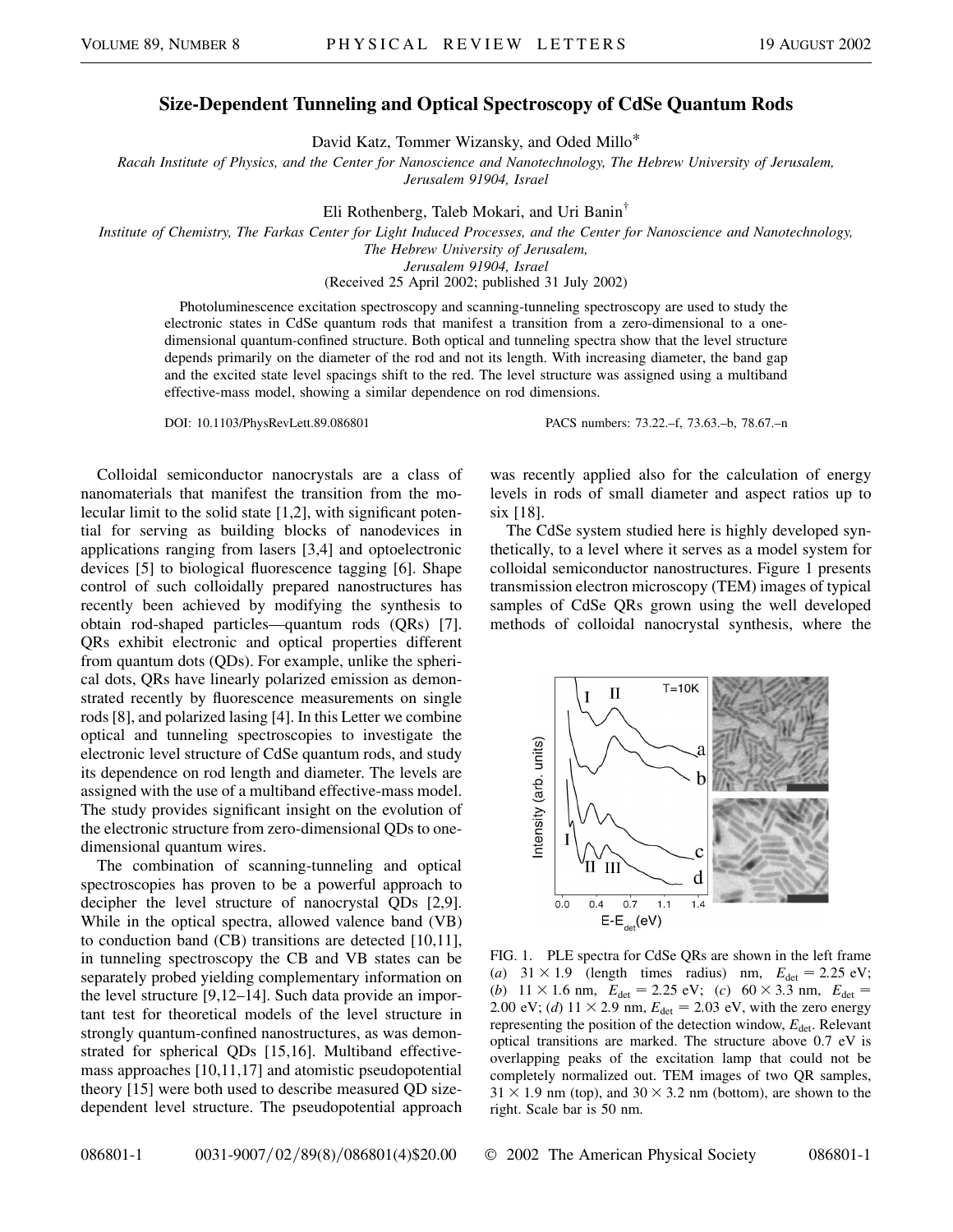# Size-Dependent Tunneling and Optical Spectroscopy of CdSe Quantum Rods

David Katz, Tommer Wizansky, and Oded Millo*

*Racah Institute of Physics, and the Center for Nanoscience and Nanotechnology, The Hebrew University of Jerusalem, Jerusalem 91904, Israel*

Eli Rothenberg, Taleb Mokari, and Uri Banin†

*Institute of Chemistry, The Farkas Center for Light Induced Processes, and the Center for Nanoscience and Nanotechnology, The Hebrew University of Jerusalem, Jerusalem 91904, Israel*

(Received 25 April 2002; published 31 July 2002)

Photoluminescence excitation spectroscopy and scanning-tunneling spectroscopy are used to study the electronic states in CdSe quantum rods that manifest a transition from a zero-dimensional to a one-dimensional quantum-confined structure. Both optical and tunneling spectra show that the level structure depends primarily on the diameter of the rod and not its length. With increasing diameter, the band gap and the excited state level spacings shift to the red. The level structure was assigned using a multiband effective-mass model, showing a similar dependence on rod dimensions.

DOI: 10.1103/PhysRevLett.89.086801 PACS numbers: 73.22.–f, 73.63.–b, 78.67.–n

Colloidal semiconductor nanocrystals are a class of nanomaterials that manifest the transition from the molecular limit to the solid state [1,2], with significant potential for serving as building blocks of nanodevices in applications ranging from lasers [3,4] and optoelectronic devices [5] to biological fluorescence tagging [6]. Shape control of such colloidally prepared nanostructures has recently been achieved by modifying the synthesis to obtain rod-shaped particles—quantum rods (QRs) [7]. QRs exhibit electronic and optical properties different from quantum dots (QDs). For example, unlike the spherical dots, QRs have linearly polarized emission as demonstrated recently by fluorescence measurements on single rods [8], and polarized lasing [4]. In this Letter we combine optical and tunneling spectroscopies to investigate the electronic level structure of CdSe quantum rods, and study its dependence on rod length and diameter. The levels are assigned with the use of a multiband effective-mass model. The study provides significant insight on the evolution of the electronic structure from zero-dimensional QDs to one-dimensional quantum wires.

The combination of scanning-tunneling and optical spectroscopies has proven to be a powerful approach to decipher the level structure of nanocrystal QDs [2,9]. While in the optical spectra, allowed valence band (VB) to conduction band (CB) transitions are detected [10,11], in tunneling spectroscopy the CB and VB states can be separately probed yielding complementary information on the level structure [9,12–14]. Such data provide an important test for theoretical models of the level structure in strongly quantum-confined nanostructures, as was demonstrated for spherical QDs [15,16]. Multiband effective-mass approaches [10,11,17] and atomistic pseudopotential theory [15] were both used to describe measured QD size-dependent level structure. The pseudopotential approach was recently applied also for the calculation of energy levels in rods of small diameter and aspect ratios up to six [18].

The CdSe system studied here is highly developed synthetically, to a level where it serves as a model system for colloidal semiconductor nanostructures. Figure 1 presents transmission electron microscopy (TEM) images of typical samples of CdSe QRs grown using the well developed methods of colloidal nanocrystal synthesis, where the

FIG. 1. PLE spectra for CdSe QRs are shown in the left frame (*a*) $31 \times 1.9$ (length times radius) nm, $E_{det} = 2.25$ eV; (*b*) $11 \times 1.6$ nm, $E_{det} = 2.25$ eV; (*c*) $60 \times 3.3$ nm, $E_{det} = 2.00$ eV; (*d*) $11 \times 2.9$ nm, $E_{det} = 2.03$ eV, with the zero energy representing the position of the detection window, $E_{det}$. Relevant optical transitions are marked. The structure above 0.7 eV is overlapping peaks of the excitation lamp that could not be completely normalized out. TEM images of two QR samples, $31 \times 1.9$ nm (top), and $30 \times 3.2$ nm (bottom), are shown to the right. Scale bar is 50 nm.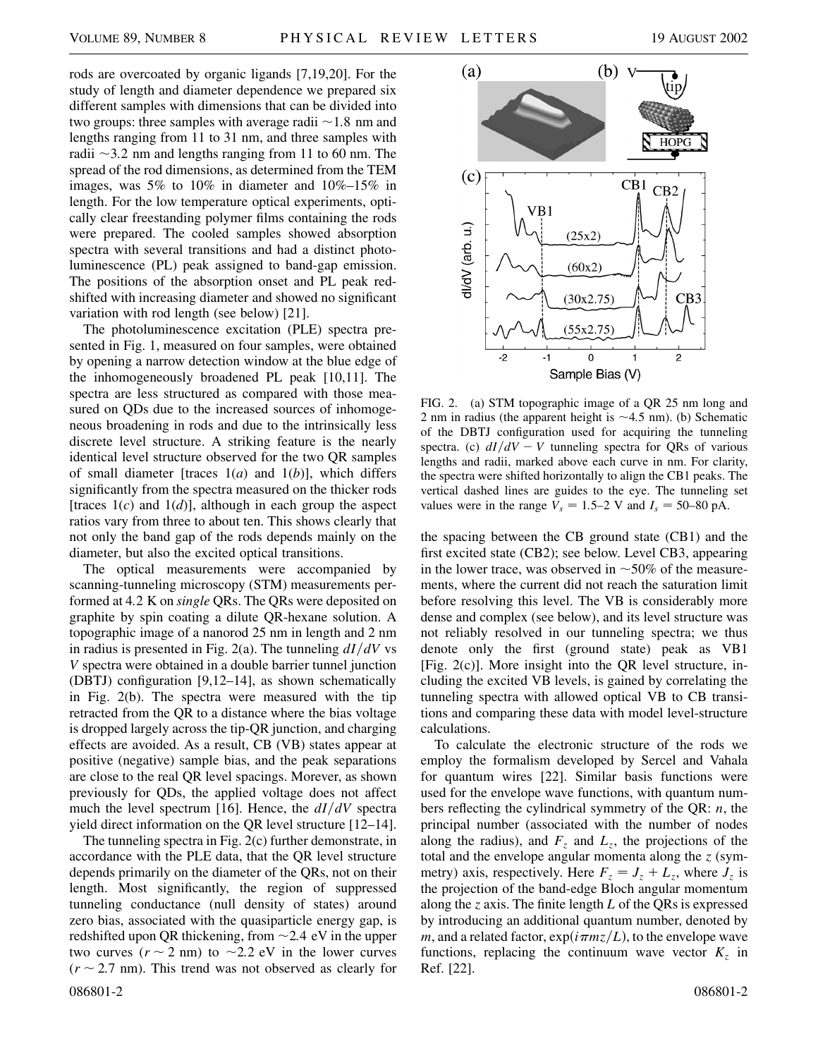rods are overcoated by organic ligands [7,19,20]. For the study of length and diameter dependence we prepared six different samples with dimensions that can be divided into two groups: three samples with average radii ~1.8 nm and lengths ranging from 11 to 31 nm, and three samples with radii ~3.2 nm and lengths ranging from 11 to 60 nm. The spread of the rod dimensions, as determined from the TEM images, was 5% to 10% in diameter and 10%–15% in length. For the low temperature optical experiments, optically clear freestanding polymer films containing the rods were prepared. The cooled samples showed absorption spectra with several transitions and had a distinct photoluminescence (PL) peak assigned to band-gap emission. The positions of the absorption onset and PL peak redshifted with increasing diameter and showed no significant variation with rod length (see below) [21].

The photoluminescence excitation (PLE) spectra presented in Fig. 1, measured on four samples, were obtained by opening a narrow detection window at the blue edge of the inhomogeneously broadened PL peak [10,11]. The spectra are less structured as compared with those measured on QDs due to the increased sources of inhomogeneous broadening in rods and due to the intrinsically less discrete level structure. A striking feature is the nearly identical level structure observed for the two QR samples of small diameter [traces 1(*a*) and 1(*b*)], which differs significantly from the spectra measured on the thicker rods [traces 1(*c*) and 1(*d*)], although in each group the aspect ratios vary from three to about ten. This shows clearly that not only the band gap of the rods depends mainly on the diameter, but also the excited optical transitions.

The optical measurements were accompanied by scanning-tunneling microscopy (STM) measurements performed at 4.2 K on *single* QRs. The QRs were deposited on graphite by spin coating a dilute QR-hexane solution. A topographic image of a nanorod 25 nm in length and 2 nm in radius is presented in Fig. 2(a). The tunneling $dI/dV$ vs $V$ spectra were obtained in a double barrier tunnel junction (DBTJ) configuration [9,12–14], as shown schematically in Fig. 2(b). The spectra were measured with the tip retracted from the QR to a distance where the bias voltage is dropped largely across the tip-QR junction, and charging effects are avoided. As a result, CB (VB) states appear at positive (negative) sample bias, and the peak separations are close to the real QR level spacings. Morever, as shown previously for QDs, the applied voltage does not affect much the level spectrum [16]. Hence, the $dI/dV$ spectra yield direct information on the QR level structure [12–14].

The tunneling spectra in Fig. 2(c) further demonstrate, in accordance with the PLE data, that the QR level structure depends primarily on the diameter of the QRs, not on their length. Most significantly, the region of suppressed tunneling conductance (null density of states) around zero bias, associated with the quasiparticle energy gap, is redshifted upon QR thickening, from ~2.4 eV in the upper two curves ($r \sim 2$ nm) to ~2.2 eV in the lower curves ($r \sim 2.7$ nm). This trend was not observed as clearly for

FIG. 2. (a) STM topographic image of a QR 25 nm long and 2 nm in radius (the apparent height is ~4.5 nm). (b) Schematic of the DBTJ configuration used for acquiring the tunneling spectra. (c) $dI/dV - V$ tunneling spectra for QRs of various lengths and radii, marked above each curve in nm. For clarity, the spectra were shifted horizontally to align the CB1 peaks. The vertical dashed lines are guides to the eye. The tunneling set values were in the range $V_s = 1.5$–$2$ V and $I_s = 50$–$80$ pA.

the spacing between the CB ground state (CB1) and the first excited state (CB2); see below. Level CB3, appearing in the lower trace, was observed in ~50% of the measurements, where the current did not reach the saturation limit before resolving this level. The VB is considerably more dense and complex (see below), and its level structure was not reliably resolved in our tunneling spectra; we thus denote only the first (ground state) peak as VB1 [Fig. 2(c)]. More insight into the QR level structure, including the excited VB levels, is gained by correlating the tunneling spectra with allowed optical VB to CB transitions and comparing these data with model level-structure calculations.

To calculate the electronic structure of the rods we employ the formalism developed by Sercel and Vahala for quantum wires [22]. Similar basis functions were used for the envelope wave functions, with quantum numbers reflecting the cylindrical symmetry of the QR: $n$, the principal number (associated with the number of nodes along the radius), and $F_z$ and $L_z$, the projections of the total and the envelope angular momenta along the $z$ (symmetry) axis, respectively. Here $F_z = J_z + L_z$, where $J_z$ is the projection of the band-edge Bloch angular momentum along the $z$ axis. The finite length $L$ of the QRs is expressed by introducing an additional quantum number, denoted by $m$, and a related factor, $\exp(i\pi mz/L)$, to the envelope wave functions, replacing the continuum wave vector $K_z$ in Ref. [22].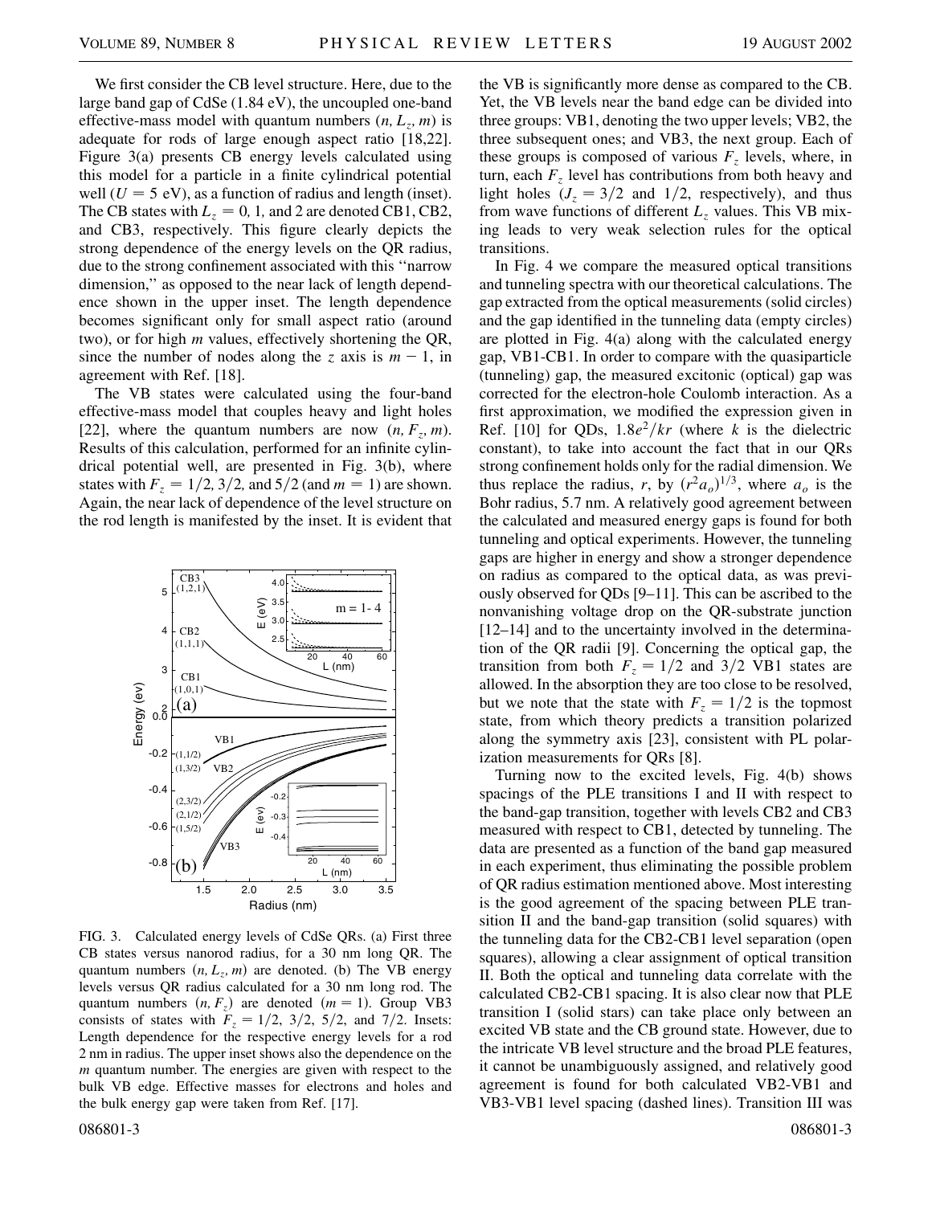We first consider the CB level structure. Here, due to the large band gap of CdSe (1.84 eV), the uncoupled one-band effective-mass model with quantum numbers $(n, L_z, m)$ is adequate for rods of large enough aspect ratio [18,22]. Figure 3(a) presents CB energy levels calculated using this model for a particle in a finite cylindrical potential well ($U = 5$ eV), as a function of radius and length (inset). The CB states with $L_z = 0, 1,$ and 2 are denoted CB1, CB2, and CB3, respectively. This figure clearly depicts the strong dependence of the energy levels on the QR radius, due to the strong confinement associated with this "narrow dimension," as opposed to the near lack of length dependence shown in the upper inset. The length dependence becomes significant only for small aspect ratio (around two), or for high $m$ values, effectively shortening the QR, since the number of nodes along the $z$ axis is $m - 1$, in agreement with Ref. [18].

The VB states were calculated using the four-band effective-mass model that couples heavy and light holes [22], where the quantum numbers are now $(n, F_z, m)$. Results of this calculation, performed for an infinite cylindrical potential well, are presented in Fig. 3(b), where states with $F_z = 1/2, 3/2,$ and $5/2$ (and $m = 1$) are shown. Again, the near lack of dependence of the level structure on the rod length is manifested by the inset. It is evident that the VB is significantly more dense as compared to the CB. Yet, the VB levels near the band edge can be divided into three groups: VB1, denoting the two upper levels; VB2, the three subsequent ones; and VB3, the next group. Each of these groups is composed of various $F_z$ levels, where, in turn, each $F_z$ level has contributions from both heavy and light holes ($J_z = 3/2$ and $1/2$, respectively), and thus from wave functions of different $L_z$ values. This VB mixing leads to very weak selection rules for the optical transitions.

FIG. 3. Calculated energy levels of CdSe QRs. (a) First three CB states versus nanorod radius, for a 30 nm long QR. The quantum numbers $(n, L_z, m)$ are denoted. (b) The VB energy levels versus QR radius calculated for a 30 nm long rod. The quantum numbers $(n, F_z)$ are denoted ($m = 1$). Group VB3 consists of states with $F_z = 1/2$, $3/2$, $5/2$, and $7/2$. Insets: Length dependence for the respective energy levels for a rod 2 nm in radius. The upper inset shows also the dependence on the $m$ quantum number. The energies are given with respect to the bulk VB edge. Effective masses for electrons and holes and the bulk energy gap were taken from Ref. [17].

In Fig. 4 we compare the measured optical transitions and tunneling spectra with our theoretical calculations. The gap extracted from the optical measurements (solid circles) and the gap identified in the tunneling data (empty circles) are plotted in Fig. 4(a) along with the calculated energy gap, VB1-CB1. In order to compare with the quasiparticle (tunneling) gap, the measured excitonic (optical) gap was corrected for the electron-hole Coulomb interaction. As a first approximation, we modified the expression given in Ref. [10] for QDs, $1.8e^2/kr$ (where $k$ is the dielectric constant), to take into account the fact that in our QRs strong confinement holds only for the radial dimension. We thus replace the radius, $r$, by $(r^2 a_o)^{1/3}$, where $a_o$ is the Bohr radius, 5.7 nm. A relatively good agreement between the calculated and measured energy gaps is found for both tunneling and optical experiments. However, the tunneling gaps are higher in energy and show a stronger dependence on radius as compared to the optical data, as was previously observed for QDs [9–11]. This can be ascribed to the nonvanishing voltage drop on the QR-substrate junction [12–14] and to the uncertainty involved in the determination of the QR radii [9]. Concerning the optical gap, the transition from both $F_z = 1/2$ and $3/2$ VB1 states are allowed. In the absorption they are too close to be resolved, but we note that the state with $F_z = 1/2$ is the topmost state, from which theory predicts a transition polarized along the symmetry axis [23], consistent with PL polarization measurements for QRs [8].

Turning now to the excited levels, Fig. 4(b) shows spacings of the PLE transitions I and II with respect to the band-gap transition, together with levels CB2 and CB3 measured with respect to CB1, detected by tunneling. The data are presented as a function of the band gap measured in each experiment, thus eliminating the possible problem of QR radius estimation mentioned above. Most interesting is the good agreement of the spacing between PLE transition II and the band-gap transition (solid squares) with the tunneling data for the CB2-CB1 level separation (open squares), allowing a clear assignment of optical transition II. Both the optical and tunneling data correlate with the calculated CB2-CB1 spacing. It is also clear now that PLE transition I (solid stars) can take place only between an excited VB state and the CB ground state. However, due to the intricate VB level structure and the broad PLE features, it cannot be unambiguously assigned, and relatively good agreement is found for both calculated VB2-VB1 and VB3-VB1 level spacing (dashed lines). Transition III was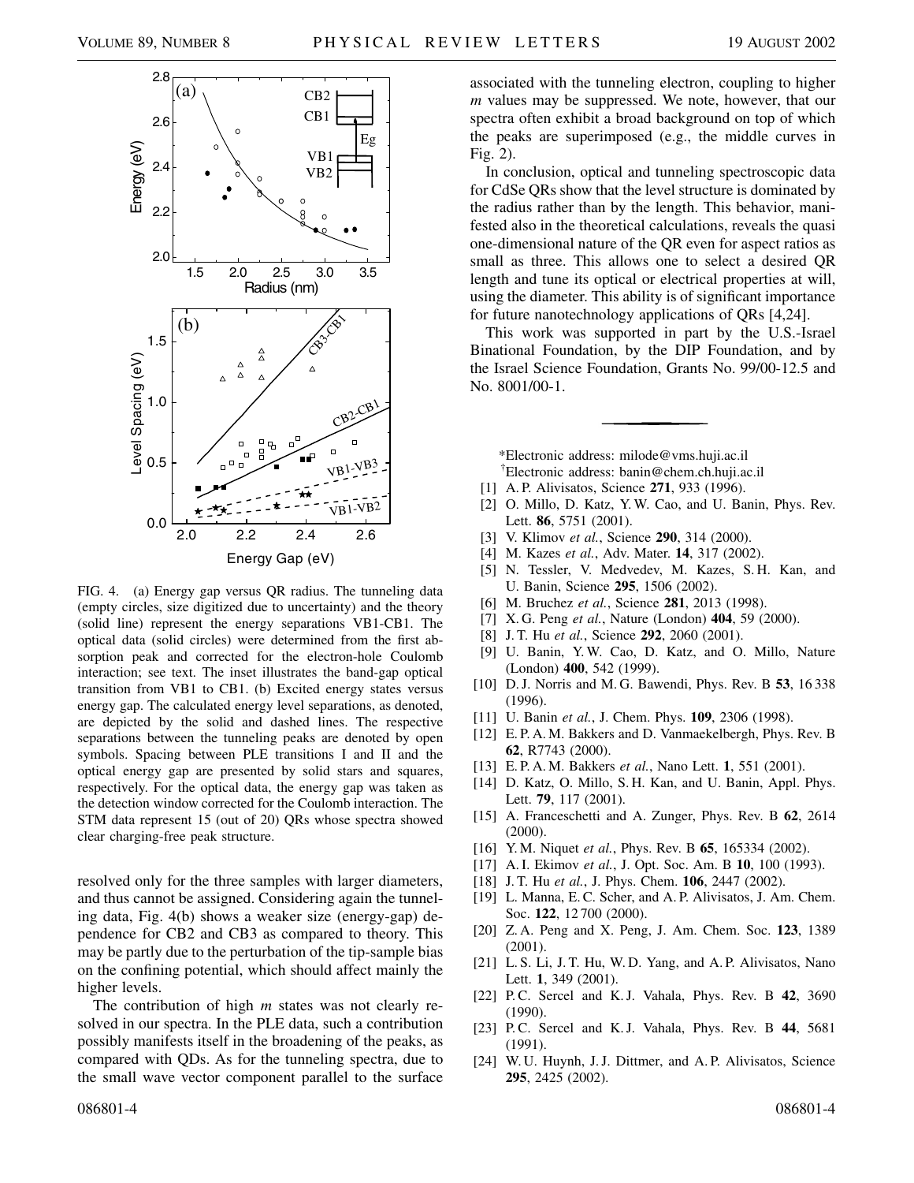(a)

2.8
2.6
2.4
2.2
2.0

Energy (eV)

1.5 2.0 2.5 3.0 3.5

Radius (nm)

CB2
CB1
Eg
VB1
VB2

(b)

1.5
1.0
0.5
0.0

Level Spacing (eV)

2.0 2.2 2.4 2.6

Energy Gap (eV)

CB3-CB1
CB2-CB1
VB1-VB3
VB1-VB2

FIG. 4. (a) Energy gap versus QR radius. The tunneling data (empty circles, size digitized due to uncertainty) and the theory (solid line) represent the energy separations VB1-CB1. The optical data (solid circles) were determined from the first absorption peak and corrected for the electron-hole Coulomb interaction; see text. The inset illustrates the band-gap optical transition from VB1 to CB1. (b) Excited energy states versus energy gap. The calculated energy level separations, as denoted, are depicted by the solid and dashed lines. The respective separations between the tunneling peaks are denoted by open symbols. Spacing between PLE transitions I and II and the optical energy gap are presented by solid stars and squares, respectively. For the optical data, the energy gap was taken as the detection window corrected for the Coulomb interaction. The STM data represent 15 (out of 20) QRs whose spectra showed clear charging-free peak structure.

resolved only for the three samples with larger diameters, and thus cannot be assigned. Considering again the tunneling data, Fig. 4(b) shows a weaker size (energy-gap) dependence for CB2 and CB3 as compared to theory. This may be partly due to the perturbation of the tip-sample bias on the confining potential, which should affect mainly the higher levels.

The contribution of high $m$ states was not clearly resolved in our spectra. In the PLE data, such a contribution possibly manifests itself in the broadening of the peaks, as compared with QDs. As for the tunneling spectra, due to the small wave vector component parallel to the surface associated with the tunneling electron, coupling to higher $m$ values may be suppressed. We note, however, that our spectra often exhibit a broad background on top of which the peaks are superimposed (e.g., the middle curves in Fig. 2).

In conclusion, optical and tunneling spectroscopic data for CdSe QRs show that the level structure is dominated by the radius rather than by the length. This behavior, manifested also in the theoretical calculations, reveals the quasi one-dimensional nature of the QR even for aspect ratios as small as three. This allows one to select a desired QR length and tune its optical or electrical properties at will, using the diameter. This ability is of significant importance for future nanotechnology applications of QRs [4,24].

This work was supported in part by the U.S.-Israel Binational Foundation, by the DIP Foundation, and by the Israel Science Foundation, Grants No. 99/00-12.5 and No. 8001/00-1.

*Electronic address: milode@vms.huji.ac.il
†Electronic address: banin@chem.ch.huji.ac.il

[1] A. P. Alivisatos, Science **271**, 933 (1996).
[2] O. Millo, D. Katz, Y. W. Cao, and U. Banin, Phys. Rev. Lett. **86**, 5751 (2001).
[3] V. Klimov *et al.*, Science **290**, 314 (2000).
[4] M. Kazes *et al.*, Adv. Mater. **14**, 317 (2002).
[5] N. Tessler, V. Medvedev, M. Kazes, S. H. Kan, and U. Banin, Science **295**, 1506 (2002).
[6] M. Bruchez *et al.*, Science **281**, 2013 (1998).
[7] X. G. Peng *et al.*, Nature (London) **404**, 59 (2000).
[8] J. T. Hu *et al.*, Science **292**, 2060 (2001).
[9] U. Banin, Y. W. Cao, D. Katz, and O. Millo, Nature (London) **400**, 542 (1999).
[10] D. J. Norris and M. G. Bawendi, Phys. Rev. B **53**, 16 338 (1996).
[11] U. Banin *et al.*, J. Chem. Phys. **109**, 2306 (1998).
[12] E. P. A. M. Bakkers and D. Vanmaekelbergh, Phys. Rev. B **62**, R7743 (2000).
[13] E. P. A. M. Bakkers *et al.*, Nano Lett. **1**, 551 (2001).
[14] D. Katz, O. Millo, S. H. Kan, and U. Banin, Appl. Phys. Lett. **79**, 117 (2001).
[15] A. Franceschetti and A. Zunger, Phys. Rev. B **62**, 2614 (2000).
[16] Y. M. Niquet *et al.*, Phys. Rev. B **65**, 165334 (2002).
[17] A. I. Ekimov *et al.*, J. Opt. Soc. Am. B **10**, 100 (1993).
[18] J. T. Hu *et al.*, J. Phys. Chem. **106**, 2447 (2002).
[19] L. Manna, E. C. Scher, and A. P. Alivisatos, J. Am. Chem. Soc. **122**, 12 700 (2000).
[20] Z. A. Peng and X. Peng, J. Am. Chem. Soc. **123**, 1389 (2001).
[21] L. S. Li, J. T. Hu, W. D. Yang, and A. P. Alivisatos, Nano Lett. **1**, 349 (2001).
[22] P. C. Sercel and K. J. Vahala, Phys. Rev. B **42**, 3690 (1990).
[23] P. C. Sercel and K. J. Vahala, Phys. Rev. B **44**, 5681 (1991).
[24] W. U. Huynh, J. J. Dittmer, and A. P. Alivisatos, Science **295**, 2425 (2002).